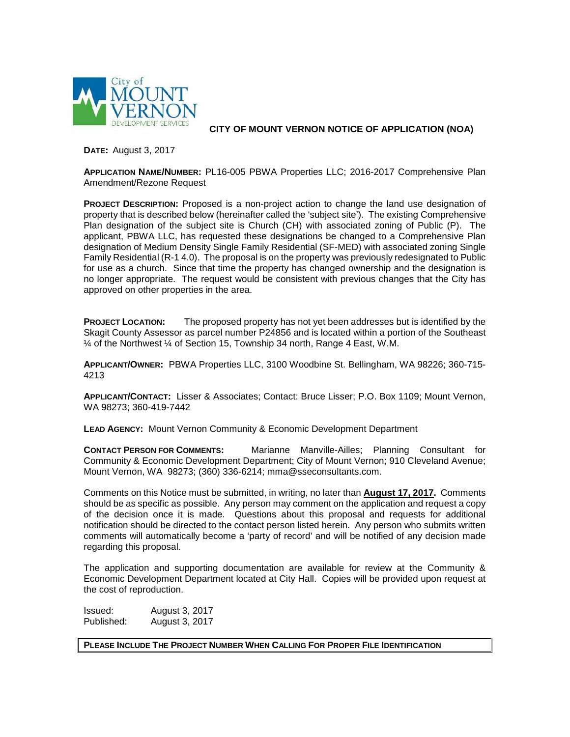City of MOUNT VERNON DEVELOPMENT SERVICES

# CITY OF MOUNT VERNON NOTICE OF APPLICATION (NOA)

**DATE:** August 3, 2017

**APPLICATION NAME/NUMBER:** PL16-005 PBWA Properties LLC; 2016-2017 Comprehensive Plan Amendment/Rezone Request

**PROJECT DESCRIPTION:** Proposed is a non-project action to change the land use designation of property that is described below (hereinafter called the 'subject site'). The existing Comprehensive Plan designation of the subject site is Church (CH) with associated zoning of Public (P). The applicant, PBWA LLC, has requested these designations be changed to a Comprehensive Plan designation of Medium Density Single Family Residential (SF-MED) with associated zoning Single Family Residential (R-1 4.0). The proposal is on the property was previously redesignated to Public for use as a church. Since that time the property has changed ownership and the designation is no longer appropriate. The request would be consistent with previous changes that the City has approved on other properties in the area.

**PROJECT LOCATION:** The proposed property has not yet been addresses but is identified by the Skagit County Assessor as parcel number P24856 and is located within a portion of the Southeast ¼ of the Northwest ¼ of Section 15, Township 34 north, Range 4 East, W.M.

**APPLICANT/OWNER:** PBWA Properties LLC, 3100 Woodbine St. Bellingham, WA 98226; 360-715-4213

**APPLICANT/CONTACT:** Lisser & Associates; Contact: Bruce Lisser; P.O. Box 1109; Mount Vernon, WA 98273; 360-419-7442

**LEAD AGENCY:** Mount Vernon Community & Economic Development Department

**CONTACT PERSON FOR COMMENTS:** Marianne Manville-Ailles; Planning Consultant for Community & Economic Development Department; City of Mount Vernon; 910 Cleveland Avenue; Mount Vernon, WA 98273; (360) 336-6214; mma@sseconsultants.com.

Comments on this Notice must be submitted, in writing, no later than **August 17, 2017.** Comments should be as specific as possible. Any person may comment on the application and request a copy of the decision once it is made. Questions about this proposal and requests for additional notification should be directed to the contact person listed herein. Any person who submits written comments will automatically become a 'party of record' and will be notified of any decision made regarding this proposal.

The application and supporting documentation are available for review at the Community & Economic Development Department located at City Hall. Copies will be provided upon request at the cost of reproduction.

Issued: August 3, 2017
Published: August 3, 2017

**PLEASE INCLUDE THE PROJECT NUMBER WHEN CALLING FOR PROPER FILE IDENTIFICATION**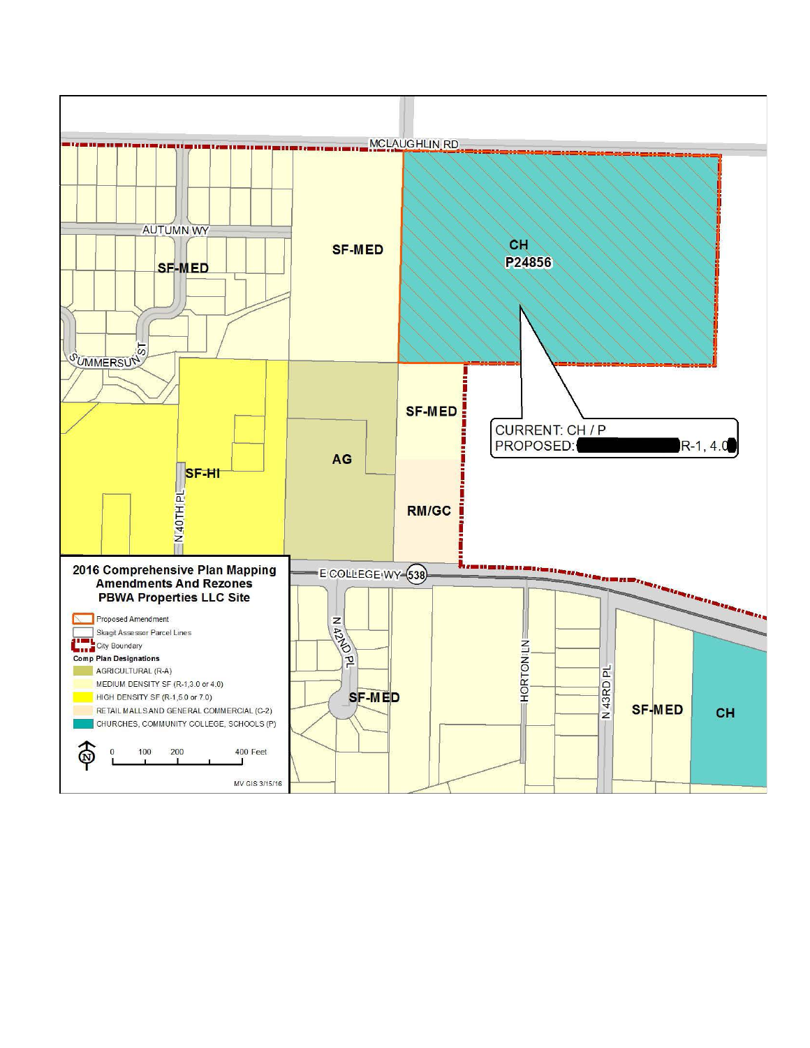MCLAUGHLIN RD

AUTUMN WY

SF-MED

SF-MED

CH
P24856

SUMMERSUN ST

SF-MED

CURRENT: CH / P
PROPOSED: R-1, 4.0

SF-HI

AG

RM/GC

N 40TH PL

E COLLEGE WY 538

N 42ND PL

SF-MED

HORTON LN

N 43RD PL

SF-MED

CH

## 2016 Comprehensive Plan Mapping Amendments And Rezones PBWA Properties LLC Site

Proposed Amendment

Skagit Assessor Parcel Lines

City Boundary

**Comp Plan Designations**

AGRICULTURAL (R-A)

MEDIUM DENSITY SF (R-1,3.0 or 4.0)

HIGH DENSITY SF (R-1,5.0 or 7.0)

RETAIL MALLS AND GENERAL COMMERCIAL (C-2)

CHURCHES, COMMUNITY COLLEGE, SCHOOLS (P)

N

0 100 200 400 Feet

MV GIS 3/15/16